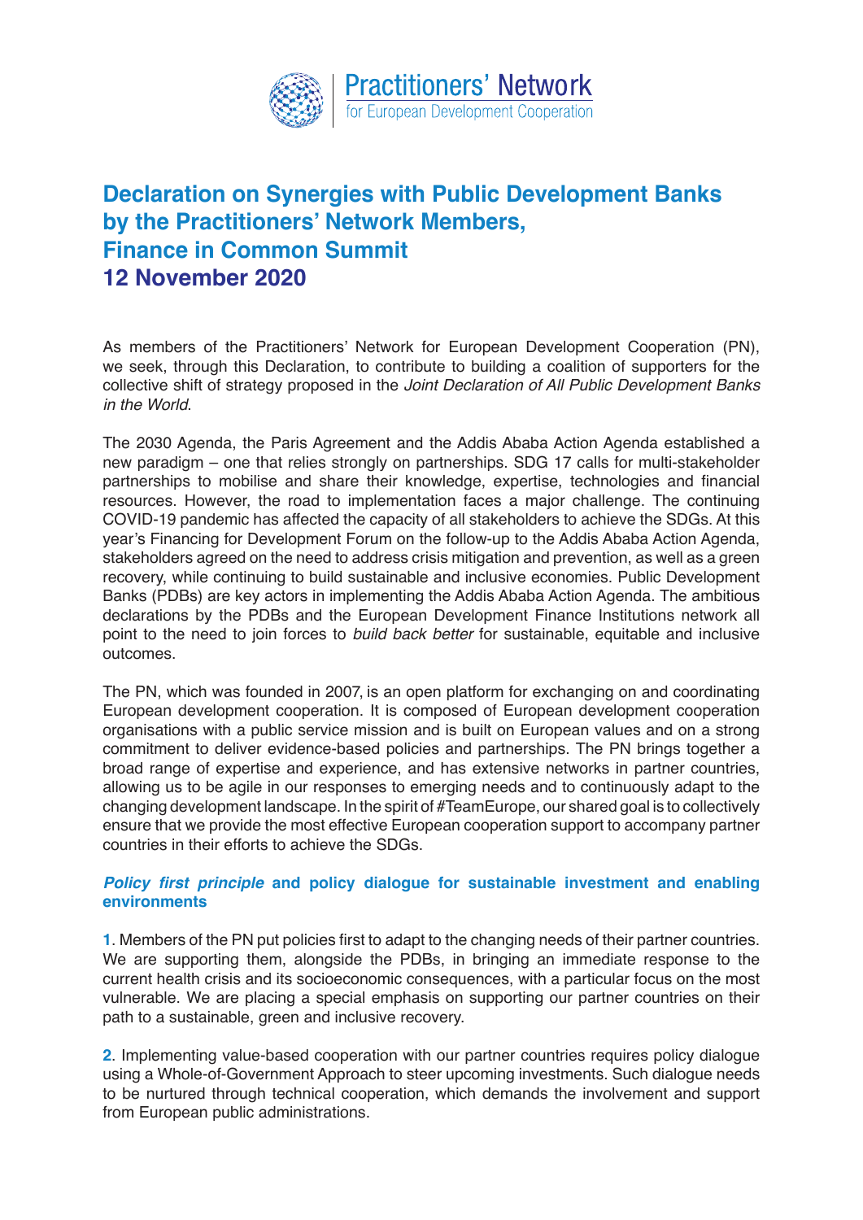Practitioners' Network
for European Development Cooperation

# Declaration on Synergies with Public Development Banks by the Practitioners' Network Members, Finance in Common Summit 12 November 2020

As members of the Practitioners' Network for European Development Cooperation (PN), we seek, through this Declaration, to contribute to building a coalition of supporters for the collective shift of strategy proposed in the *Joint Declaration of All Public Development Banks in the World*.

The 2030 Agenda, the Paris Agreement and the Addis Ababa Action Agenda established a new paradigm – one that relies strongly on partnerships. SDG 17 calls for multi-stakeholder partnerships to mobilise and share their knowledge, expertise, technologies and financial resources. However, the road to implementation faces a major challenge. The continuing COVID-19 pandemic has affected the capacity of all stakeholders to achieve the SDGs. At this year's Financing for Development Forum on the follow-up to the Addis Ababa Action Agenda, stakeholders agreed on the need to address crisis mitigation and prevention, as well as a green recovery, while continuing to build sustainable and inclusive economies. Public Development Banks (PDBs) are key actors in implementing the Addis Ababa Action Agenda. The ambitious declarations by the PDBs and the European Development Finance Institutions network all point to the need to join forces to *build back better* for sustainable, equitable and inclusive outcomes.

The PN, which was founded in 2007, is an open platform for exchanging on and coordinating European development cooperation. It is composed of European development cooperation organisations with a public service mission and is built on European values and on a strong commitment to deliver evidence-based policies and partnerships. The PN brings together a broad range of expertise and experience, and has extensive networks in partner countries, allowing us to be agile in our responses to emerging needs and to continuously adapt to the changing development landscape. In the spirit of #TeamEurope, our shared goal is to collectively ensure that we provide the most effective European cooperation support to accompany partner countries in their efforts to achieve the SDGs.

### *Policy first principle* and policy dialogue for sustainable investment and enabling environments

**1**. Members of the PN put policies first to adapt to the changing needs of their partner countries. We are supporting them, alongside the PDBs, in bringing an immediate response to the current health crisis and its socioeconomic consequences, with a particular focus on the most vulnerable. We are placing a special emphasis on supporting our partner countries on their path to a sustainable, green and inclusive recovery.

**2**. Implementing value-based cooperation with our partner countries requires policy dialogue using a Whole-of-Government Approach to steer upcoming investments. Such dialogue needs to be nurtured through technical cooperation, which demands the involvement and support from European public administrations.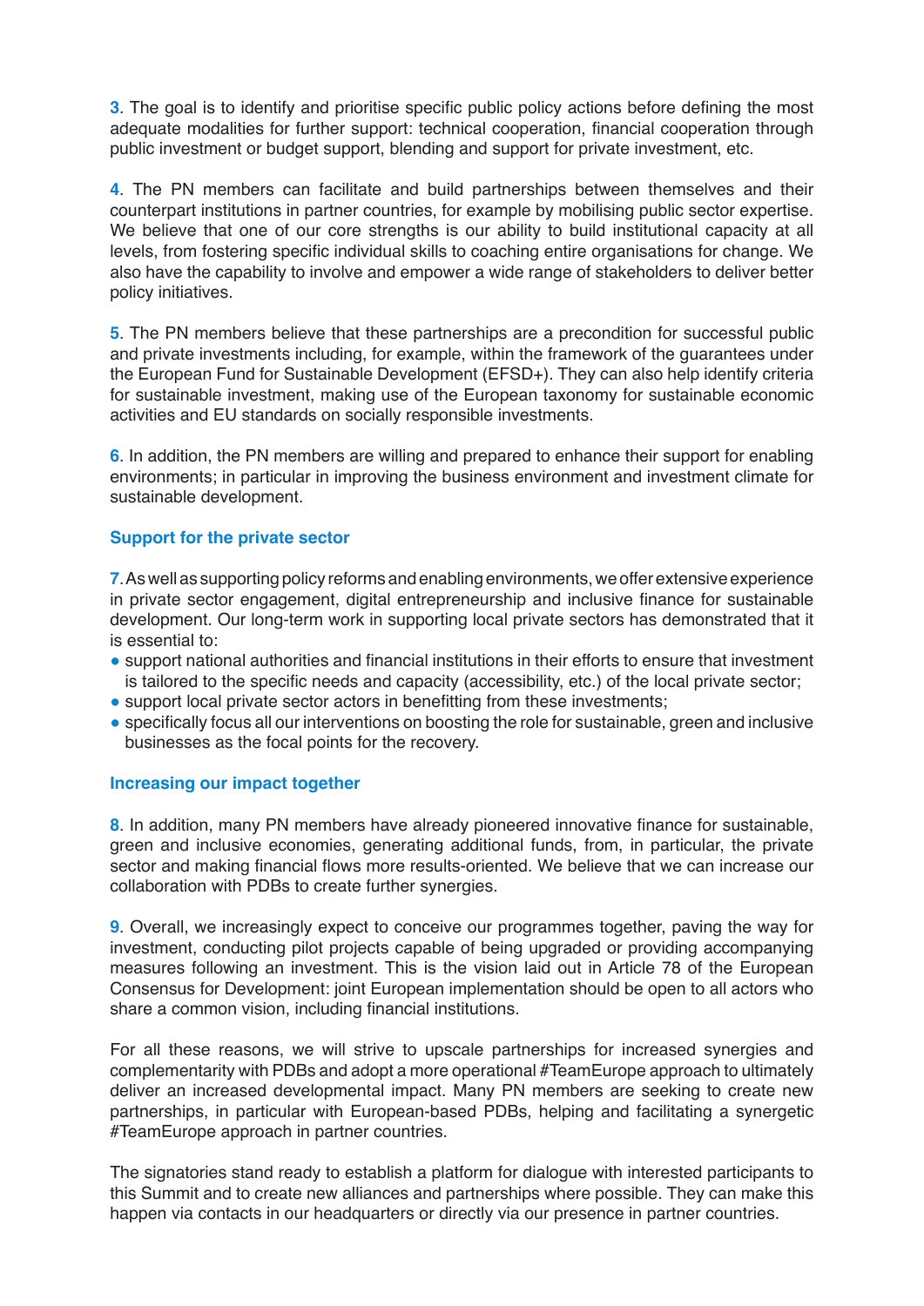**3**. The goal is to identify and prioritise specific public policy actions before defining the most adequate modalities for further support: technical cooperation, financial cooperation through public investment or budget support, blending and support for private investment, etc.

**4**. The PN members can facilitate and build partnerships between themselves and their counterpart institutions in partner countries, for example by mobilising public sector expertise. We believe that one of our core strengths is our ability to build institutional capacity at all levels, from fostering specific individual skills to coaching entire organisations for change. We also have the capability to involve and empower a wide range of stakeholders to deliver better policy initiatives.

**5**. The PN members believe that these partnerships are a precondition for successful public and private investments including, for example, within the framework of the guarantees under the European Fund for Sustainable Development (EFSD+). They can also help identify criteria for sustainable investment, making use of the European taxonomy for sustainable economic activities and EU standards on socially responsible investments.

**6**. In addition, the PN members are willing and prepared to enhance their support for enabling environments; in particular in improving the business environment and investment climate for sustainable development.

### Support for the private sector

**7**. As well as supporting policy reforms and enabling environments, we offer extensive experience in private sector engagement, digital entrepreneurship and inclusive finance for sustainable development. Our long-term work in supporting local private sectors has demonstrated that it is essential to:

- support national authorities and financial institutions in their efforts to ensure that investment is tailored to the specific needs and capacity (accessibility, etc.) of the local private sector;
- support local private sector actors in benefitting from these investments;
- specifically focus all our interventions on boosting the role for sustainable, green and inclusive businesses as the focal points for the recovery.

### Increasing our impact together

**8**. In addition, many PN members have already pioneered innovative finance for sustainable, green and inclusive economies, generating additional funds, from, in particular, the private sector and making financial flows more results-oriented. We believe that we can increase our collaboration with PDBs to create further synergies.

**9**. Overall, we increasingly expect to conceive our programmes together, paving the way for investment, conducting pilot projects capable of being upgraded or providing accompanying measures following an investment. This is the vision laid out in Article 78 of the European Consensus for Development: joint European implementation should be open to all actors who share a common vision, including financial institutions.

For all these reasons, we will strive to upscale partnerships for increased synergies and complementarity with PDBs and adopt a more operational #TeamEurope approach to ultimately deliver an increased developmental impact. Many PN members are seeking to create new partnerships, in particular with European-based PDBs, helping and facilitating a synergetic #TeamEurope approach in partner countries.

The signatories stand ready to establish a platform for dialogue with interested participants to this Summit and to create new alliances and partnerships where possible. They can make this happen via contacts in our headquarters or directly via our presence in partner countries.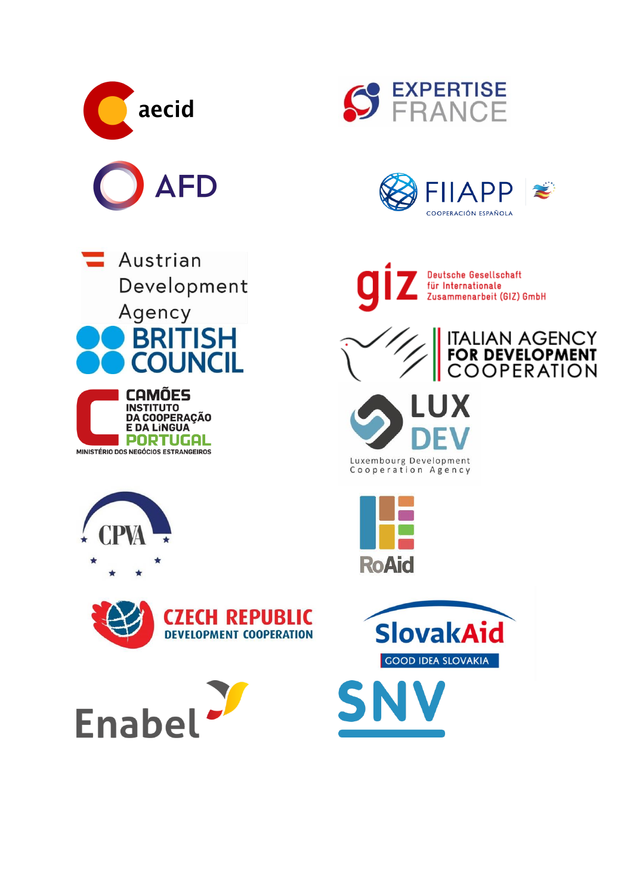aecid

EXPERTISE FRANCE

AFD

FIIAPP
COOPERACIÓN ESPAÑOLA

Austrian Development Agency

giz Deutsche Gesellschaft für Internationale Zusammenarbeit (GIZ) GmbH

BRITISH COUNCIL

ITALIAN AGENCY FOR DEVELOPMENT COOPERATION

CAMÕES
INSTITUTO DA COOPERAÇÃO E DA LÍNGUA
PORTUGAL
MINISTÉRIO DOS NEGÓCIOS ESTRANGEIROS

LUX DEV
Luxembourg Development Cooperation Agency

CPVA

RoAid

CZECH REPUBLIC
DEVELOPMENT COOPERATION

SlovakAid
GOOD IDEA SLOVAKIA

Enabel

SNV